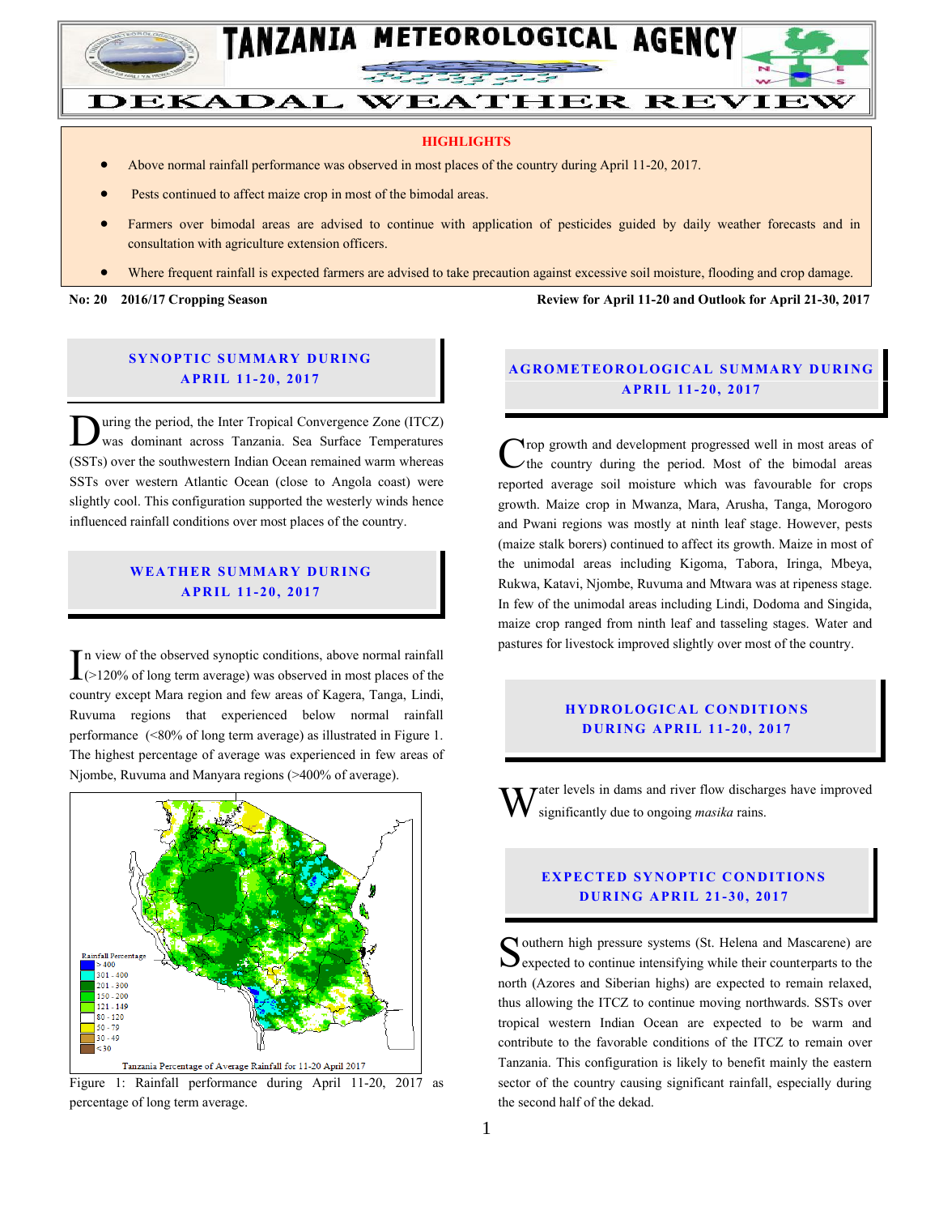# TANZANIA METEOROLOGICAL AGENCY

# DEKADAL WEATHER REVIEW

**HIGHLIGHTS**

- Above normal rainfall performance was observed in most places of the country during April 11-20, 2017.
- Pests continued to affect maize crop in most of the bimodal areas.
- Farmers over bimodal areas are advised to continue with application of pesticides guided by daily weather forecasts and in consultation with agriculture extension officers.
- Where frequent rainfall is expected farmers are advised to take precaution against excessive soil moisture, flooding and crop damage.

**No: 20 2016/17 Cropping Season** **Review for April 11-20 and Outlook for April 21-30, 2017**

## SYNOPTIC SUMMARY DURING APRIL 11-20, 2017

During the period, the Inter Tropical Convergence Zone (ITCZ) was dominant across Tanzania. Sea Surface Temperatures (SSTs) over the southwestern Indian Ocean remained warm whereas SSTs over western Atlantic Ocean (close to Angola coast) were slightly cool. This configuration supported the westerly winds hence influenced rainfall conditions over most places of the country.

## WEATHER SUMMARY DURING APRIL 11-20, 2017

In view of the observed synoptic conditions, above normal rainfall (>120% of long term average) was observed in most places of the country except Mara region and few areas of Kagera, Tanga, Lindi, Ruvuma regions that experienced below normal rainfall performance (<80% of long term average) as illustrated in Figure 1. The highest percentage of average was experienced in few areas of Njombe, Ruvuma and Manyara regions (>400% of average).

Figure 1: Rainfall performance during April 11-20, 2017 as percentage of long term average.

## AGROMETEOROLOGICAL SUMMARY DURING APRIL 11-20, 2017

Crop growth and development progressed well in most areas of the country during the period. Most of the bimodal areas reported average soil moisture which was favourable for crops growth. Maize crop in Mwanza, Mara, Arusha, Tanga, Morogoro and Pwani regions was mostly at ninth leaf stage. However, pests (maize stalk borers) continued to affect its growth. Maize in most of the unimodal areas including Kigoma, Tabora, Iringa, Mbeya, Rukwa, Katavi, Njombe, Ruvuma and Mtwara was at ripeness stage. In few of the unimodal areas including Lindi, Dodoma and Singida, maize crop ranged from ninth leaf and tasseling stages. Water and pastures for livestock improved slightly over most of the country.

## HYDROLOGICAL CONDITIONS DURING APRIL 11-20, 2017

Water levels in dams and river flow discharges have improved significantly due to ongoing *masika* rains.

## EXPECTED SYNOPTIC CONDITIONS DURING APRIL 21-30, 2017

Southern high pressure systems (St. Helena and Mascarene) are expected to continue intensifying while their counterparts to the north (Azores and Siberian highs) are expected to remain relaxed, thus allowing the ITCZ to continue moving northwards. SSTs over tropical western Indian Ocean are expected to be warm and contribute to the favorable conditions of the ITCZ to remain over Tanzania. This configuration is likely to benefit mainly the eastern sector of the country causing significant rainfall, especially during the second half of the dekad.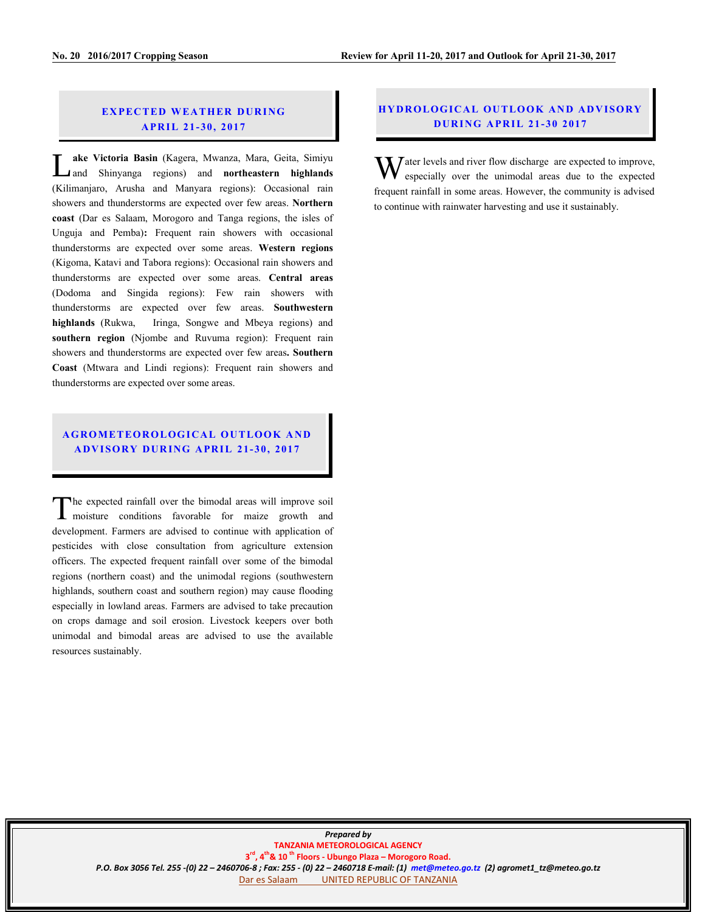## EXPECTED WEATHER DURING APRIL 21-30, 2017

**Lake Victoria Basin** (Kagera, Mwanza, Mara, Geita, Simiyu and Shinyanga regions) and **northeastern highlands** (Kilimanjaro, Arusha and Manyara regions): Occasional rain showers and thunderstorms are expected over few areas. **Northern coast** (Dar es Salaam, Morogoro and Tanga regions, the isles of Unguja and Pemba)**:** Frequent rain showers with occasional thunderstorms are expected over some areas. **Western regions** (Kigoma, Katavi and Tabora regions): Occasional rain showers and thunderstorms are expected over some areas. **Central areas** (Dodoma and Singida regions): Few rain showers with thunderstorms are expected over few areas. **Southwestern highlands** (Rukwa, Iringa, Songwe and Mbeya regions) and **southern region** (Njombe and Ruvuma region): Frequent rain showers and thunderstorms are expected over few areas**. Southern Coast** (Mtwara and Lindi regions): Frequent rain showers and thunderstorms are expected over some areas.

## AGROMETEOROLOGICAL OUTLOOK AND ADVISORY DURING APRIL 21-30, 2017

The expected rainfall over the bimodal areas will improve soil moisture conditions favorable for maize growth and development. Farmers are advised to continue with application of pesticides with close consultation from agriculture extension officers. The expected frequent rainfall over some of the bimodal regions (northern coast) and the unimodal regions (southwestern highlands, southern coast and southern region) may cause flooding especially in lowland areas. Farmers are advised to take precaution on crops damage and soil erosion. Livestock keepers over both unimodal and bimodal areas are advised to use the available resources sustainably.

## HYDROLOGICAL OUTLOOK AND ADVISORY DURING APRIL 21-30 2017

Water levels and river flow discharge are expected to improve, especially over the unimodal areas due to the expected frequent rainfall in some areas. However, the community is advised to continue with rainwater harvesting and use it sustainably.

*Prepared by*
**TANZANIA METEOROLOGICAL AGENCY**
**3rd, 4th & 10th Floors - Ubungo Plaza – Morogoro Road.**
*P.O. Box 3056 Tel. 255 -(0) 22 – 2460706-8 ; Fax: 255 - (0) 22 – 2460718 E-mail: (1) met@meteo.go.tz (2) agromet1_tz@meteo.go.tz*
Dar es Salaam UNITED REPUBLIC OF TANZANIA